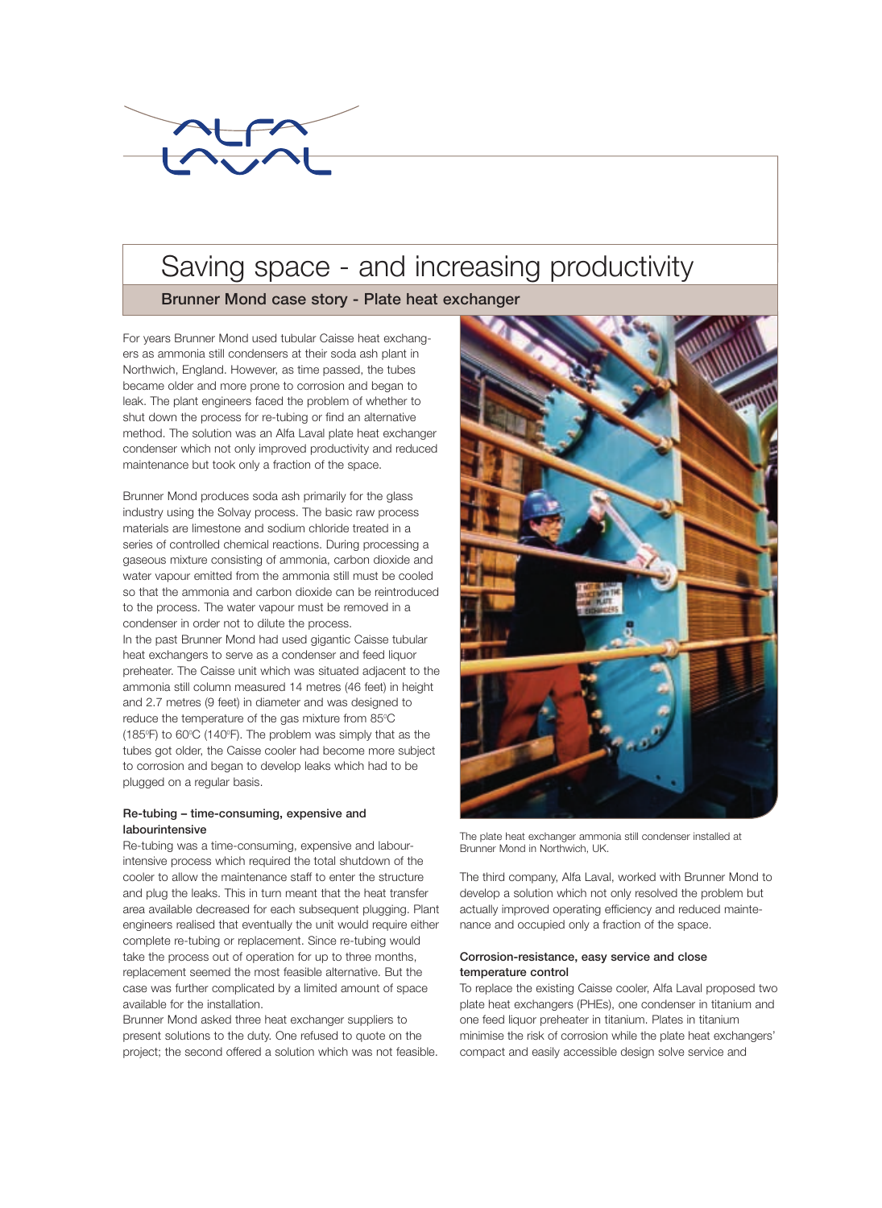# Saving space - and increasing productivity

## Brunner Mond case story - Plate heat exchanger

For years Brunner Mond used tubular Caisse heat exchangers as ammonia still condensers at their soda ash plant in Northwich, England. However, as time passed, the tubes became older and more prone to corrosion and began to leak. The plant engineers faced the problem of whether to shut down the process for re-tubing or find an alternative method. The solution was an Alfa Laval plate heat exchanger condenser which not only improved productivity and reduced maintenance but took only a fraction of the space.

Brunner Mond produces soda ash primarily for the glass industry using the Solvay process. The basic raw process materials are limestone and sodium chloride treated in a series of controlled chemical reactions. During processing a gaseous mixture consisting of ammonia, carbon dioxide and water vapour emitted from the ammonia still must be cooled so that the ammonia and carbon dioxide can be reintroduced to the process. The water vapour must be removed in a condenser in order not to dilute the process.

In the past Brunner Mond had used gigantic Caisse tubular heat exchangers to serve as a condenser and feed liquor preheater. The Caisse unit which was situated adjacent to the ammonia still column measured 14 metres (46 feet) in height and 2.7 metres (9 feet) in diameter and was designed to reduce the temperature of the gas mixture from 85°C (185°F) to 60°C (140°F). The problem was simply that as the tubes got older, the Caisse cooler had become more subject to corrosion and began to develop leaks which had to be plugged on a regular basis.

### Re-tubing – time-consuming, expensive and labourintensive

Re-tubing was a time-consuming, expensive and labour-intensive process which required the total shutdown of the cooler to allow the maintenance staff to enter the structure and plug the leaks. This in turn meant that the heat transfer area available decreased for each subsequent plugging. Plant engineers realised that eventually the unit would require either complete re-tubing or replacement. Since re-tubing would take the process out of operation for up to three months, replacement seemed the most feasible alternative. But the case was further complicated by a limited amount of space available for the installation.

Brunner Mond asked three heat exchanger suppliers to present solutions to the duty. One refused to quote on the project; the second offered a solution which was not feasible.

The plate heat exchanger ammonia still condenser installed at Brunner Mond in Northwich, UK.

The third company, Alfa Laval, worked with Brunner Mond to develop a solution which not only resolved the problem but actually improved operating efficiency and reduced maintenance and occupied only a fraction of the space.

### Corrosion-resistance, easy service and close temperature control

To replace the existing Caisse cooler, Alfa Laval proposed two plate heat exchangers (PHEs), one condenser in titanium and one feed liquor preheater in titanium. Plates in titanium minimise the risk of corrosion while the plate heat exchangers' compact and easily accessible design solve service and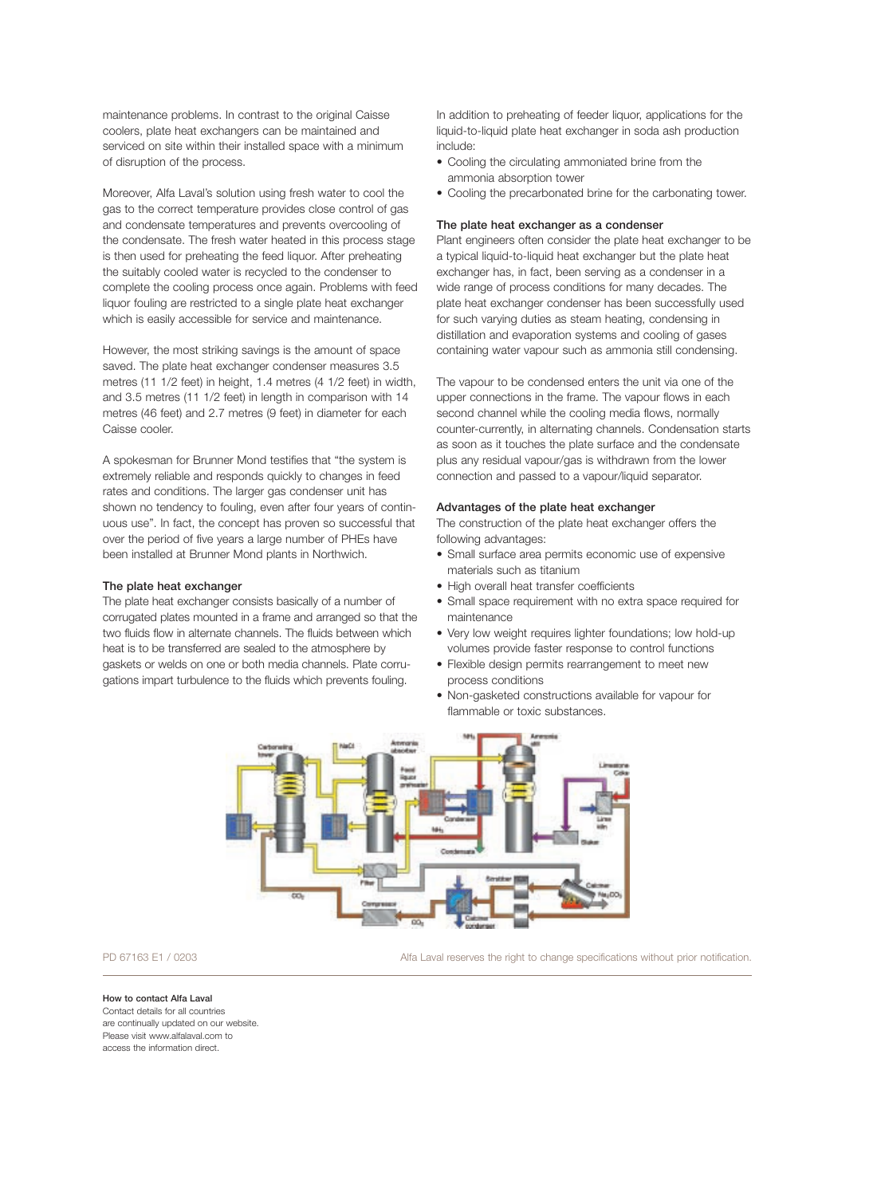maintenance problems. In contrast to the original Caisse coolers, plate heat exchangers can be maintained and serviced on site within their installed space with a minimum of disruption of the process.

Moreover, Alfa Laval's solution using fresh water to cool the gas to the correct temperature provides close control of gas and condensate temperatures and prevents overcooling of the condensate. The fresh water heated in this process stage is then used for preheating the feed liquor. After preheating the suitably cooled water is recycled to the condenser to complete the cooling process once again. Problems with feed liquor fouling are restricted to a single plate heat exchanger which is easily accessible for service and maintenance.

However, the most striking savings is the amount of space saved. The plate heat exchanger condenser measures 3.5 metres (11 1/2 feet) in height, 1.4 metres (4 1/2 feet) in width, and 3.5 metres (11 1/2 feet) in length in comparison with 14 metres (46 feet) and 2.7 metres (9 feet) in diameter for each Caisse cooler.

A spokesman for Brunner Mond testifies that "the system is extremely reliable and responds quickly to changes in feed rates and conditions. The larger gas condenser unit has shown no tendency to fouling, even after four years of continuous use". In fact, the concept has proven so successful that over the period of five years a large number of PHEs have been installed at Brunner Mond plants in Northwich.

### The plate heat exchanger

The plate heat exchanger consists basically of a number of corrugated plates mounted in a frame and arranged so that the two fluids flow in alternate channels. The fluids between which heat is to be transferred are sealed to the atmosphere by gaskets or welds on one or both media channels. Plate corrugations impart turbulence to the fluids which prevents fouling.

In addition to preheating of feeder liquor, applications for the liquid-to-liquid plate heat exchanger in soda ash production include:

- Cooling the circulating ammoniated brine from the ammonia absorption tower
- Cooling the precarbonated brine for the carbonating tower.

### The plate heat exchanger as a condenser

Plant engineers often consider the plate heat exchanger to be a typical liquid-to-liquid heat exchanger but the plate heat exchanger has, in fact, been serving as a condenser in a wide range of process conditions for many decades. The plate heat exchanger condenser has been successfully used for such varying duties as steam heating, condensing in distillation and evaporation systems and cooling of gases containing water vapour such as ammonia still condensing.

The vapour to be condensed enters the unit via one of the upper connections in the frame. The vapour flows in each second channel while the cooling media flows, normally counter-currently, in alternating channels. Condensation starts as soon as it touches the plate surface and the condensate plus any residual vapour/gas is withdrawn from the lower connection and passed to a vapour/liquid separator.

### Advantages of the plate heat exchanger

The construction of the plate heat exchanger offers the following advantages:

- Small surface area permits economic use of expensive materials such as titanium
- High overall heat transfer coefficients
- Small space requirement with no extra space required for maintenance
- Very low weight requires lighter foundations; low hold-up volumes provide faster response to control functions
- Flexible design permits rearrangement to meet new process conditions
- Non-gasketed constructions available for vapour for flammable or toxic substances.

Carbonating tower
NaCl
Ammonia absorber
Feed liquor preheater
$NH_3$
Ammonia still
Limestone Coke
Condenser
$NH_3$
Lime kiln
Slaker
Condensate
Filter
Stabilizer
Calciner
$Na_2CO_3$
$CO_2$
Compressor
$CO_2$
Calciner condenser

PD 67163 E1 / 0203

Alfa Laval reserves the right to change specifications without prior notification.

**How to contact Alfa Laval**
Contact details for all countries are continually updated on our website. Please visit www.alfalaval.com to access the information direct.